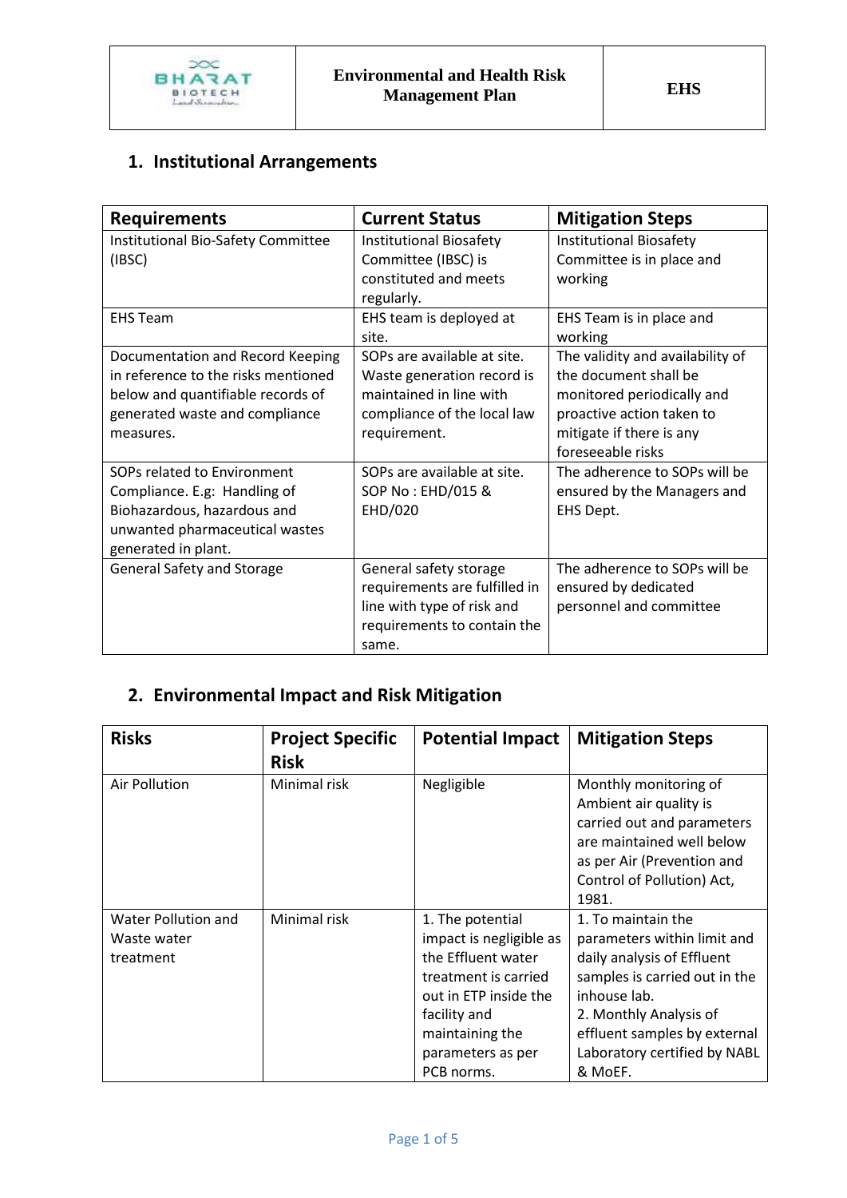| | Environmental and Health Risk Management Plan | EHS |
|---|---|---|

## 1. Institutional Arrangements

| Requirements | Current Status | Mitigation Steps |
|---|---|---|
| Institutional Bio-Safety Committee (IBSC) | Institutional Biosafety Committee (IBSC) is constituted and meets regularly. | Institutional Biosafety Committee is in place and working |
| EHS Team | EHS team is deployed at site. | EHS Team is in place and working |
| Documentation and Record Keeping in reference to the risks mentioned below and quantifiable records of generated waste and compliance measures. | SOPs are available at site. Waste generation record is maintained in line with compliance of the local law requirement. | The validity and availability of the document shall be monitored periodically and proactive action taken to mitigate if there is any foreseeable risks |
| SOPs related to Environment Compliance. E.g: Handling of Biohazardous, hazardous and unwanted pharmaceutical wastes generated in plant. | SOPs are available at site. SOP No : EHD/015 & EHD/020 | The adherence to SOPs will be ensured by the Managers and EHS Dept. |
| General Safety and Storage | General safety storage requirements are fulfilled in line with type of risk and requirements to contain the same. | The adherence to SOPs will be ensured by dedicated personnel and committee |

## 2. Environmental Impact and Risk Mitigation

| Risks | Project Specific Risk | Potential Impact | Mitigation Steps |
|---|---|---|---|
| Air Pollution | Minimal risk | Negligible | Monthly monitoring of Ambient air quality is carried out and parameters are maintained well below as per Air (Prevention and Control of Pollution) Act, 1981. |
| Water Pollution and Waste water treatment | Minimal risk | 1. The potential impact is negligible as the Effluent water treatment is carried out in ETP inside the facility and maintaining the parameters as per PCB norms. | 1. To maintain the parameters within limit and daily analysis of Effluent samples is carried out in the inhouse lab.<br>2. Monthly Analysis of effluent samples by external Laboratory certified by NABL & MoEF. |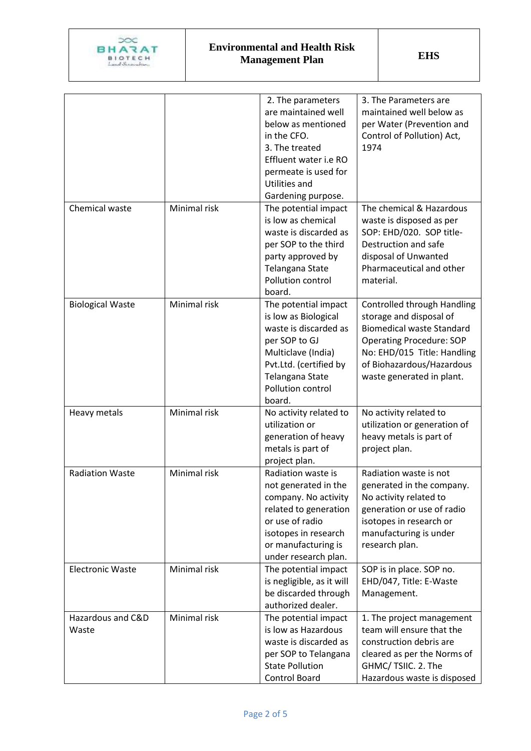|  |  | 2. The parameters are maintained well below as mentioned in the CFO.<br>3. The treated Effluent water i.e RO permeate is used for Utilities and Gardening purpose. | 3. The Parameters are maintained well below as per Water (Prevention and Control of Pollution) Act, 1974 |
|---|---|---|---|
| Chemical waste | Minimal risk | The potential impact is low as chemical waste is discarded as per SOP to the third party approved by Telangana State Pollution control board. | The chemical & Hazardous waste is disposed as per SOP: EHD/020. SOP title- Destruction and safe disposal of Unwanted Pharmaceutical and other material. |
| Biological Waste | Minimal risk | The potential impact is low as Biological waste is discarded as per SOP to GJ Multiclave (India) Pvt.Ltd. (certified by Telangana State Pollution control board. | Controlled through Handling storage and disposal of Biomedical waste Standard Operating Procedure: SOP No: EHD/015 Title: Handling of Biohazardous/Hazardous waste generated in plant. |
| Heavy metals | Minimal risk | No activity related to utilization or generation of heavy metals is part of project plan. | No activity related to utilization or generation of heavy metals is part of project plan. |
| Radiation Waste | Minimal risk | Radiation waste is not generated in the company. No activity related to generation or use of radio isotopes in research or manufacturing is under research plan. | Radiation waste is not generated in the company. No activity related to generation or use of radio isotopes in research or manufacturing is under research plan. |
| Electronic Waste | Minimal risk | The potential impact is negligible, as it will be discarded through authorized dealer. | SOP is in place. SOP no. EHD/047, Title: E-Waste Management. |
| Hazardous and C&D Waste | Minimal risk | The potential impact is low as Hazardous waste is discarded as per SOP to Telangana State Pollution Control Board | 1. The project management team will ensure that the construction debris are cleared as per the Norms of GHMC/ TSIIC. 2. The Hazardous waste is disposed |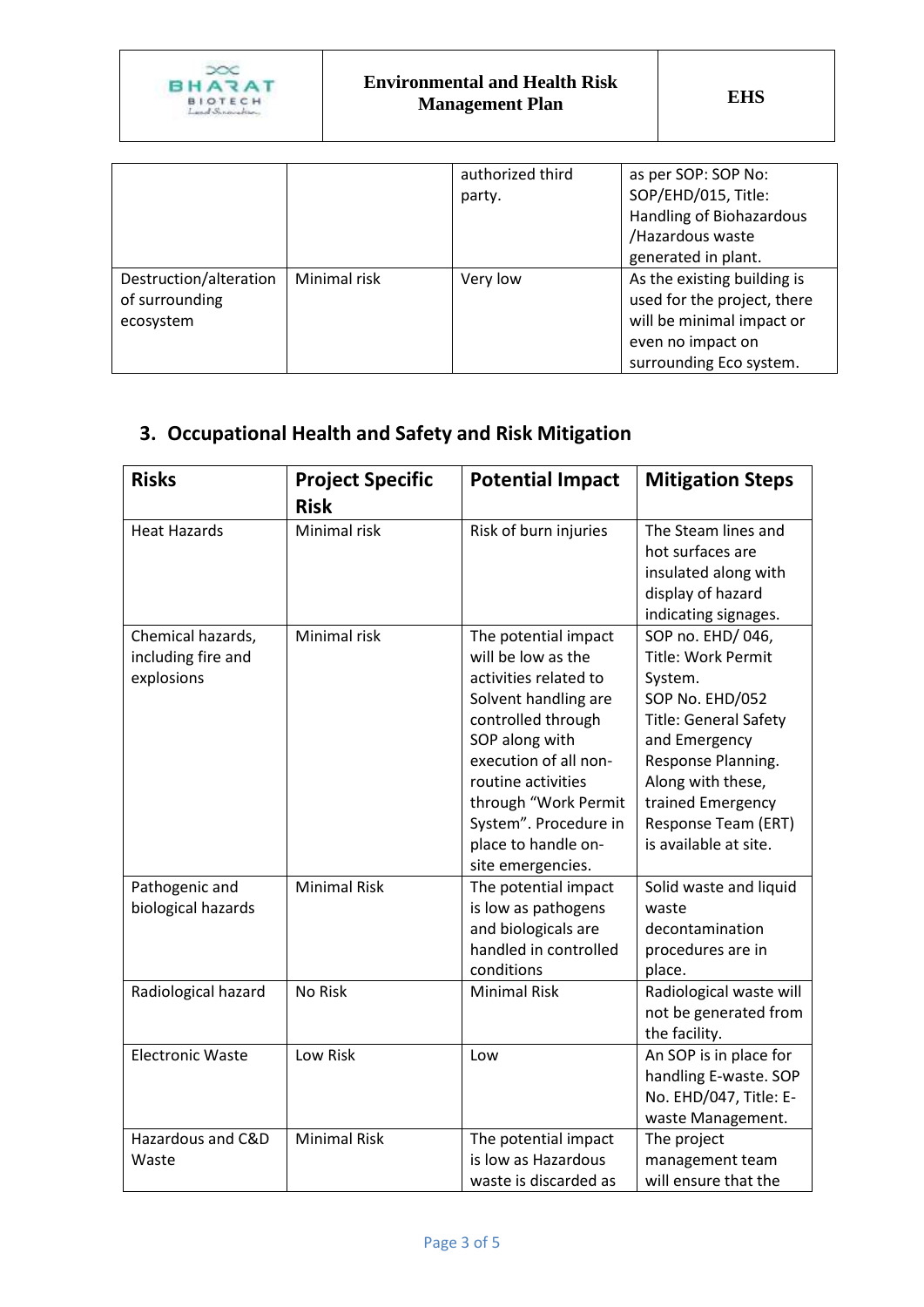| | | authorized third party. | as per SOP: SOP No: SOP/EHD/015, Title: Handling of Biohazardous /Hazardous waste generated in plant. |
|---|---|---|---|
| Destruction/alteration of surrounding ecosystem | Minimal risk | Very low | As the existing building is used for the project, there will be minimal impact or even no impact on surrounding Eco system. |

## 3. Occupational Health and Safety and Risk Mitigation

| Risks | Project Specific Risk | Potential Impact | Mitigation Steps |
|---|---|---|---|
| Heat Hazards | Minimal risk | Risk of burn injuries | The Steam lines and hot surfaces are insulated along with display of hazard indicating signages. |
| Chemical hazards, including fire and explosions | Minimal risk | The potential impact will be low as the activities related to Solvent handling are controlled through SOP along with execution of all non-routine activities through "Work Permit System". Procedure in place to handle on-site emergencies. | SOP no. EHD/ 046, Title: Work Permit System. SOP No. EHD/052 Title: General Safety and Emergency Response Planning. Along with these, trained Emergency Response Team (ERT) is available at site. |
| Pathogenic and biological hazards | Minimal Risk | The potential impact is low as pathogens and biologicals are handled in controlled conditions | Solid waste and liquid waste decontamination procedures are in place. |
| Radiological hazard | No Risk | Minimal Risk | Radiological waste will not be generated from the facility. |
| Electronic Waste | Low Risk | Low | An SOP is in place for handling E-waste. SOP No. EHD/047, Title: E-waste Management. |
| Hazardous and C&D Waste | Minimal Risk | The potential impact is low as Hazardous waste is discarded as | The project management team will ensure that the |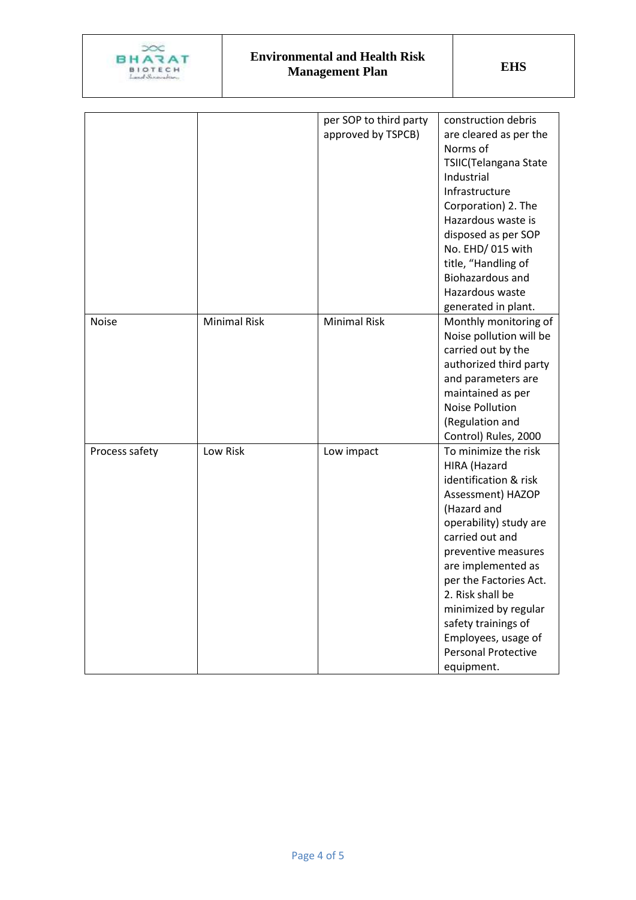| | | | |
|---|---|---|---|
| | | per SOP to third party approved by TSPCB) | construction debris are cleared as per the Norms of TSIIC(Telangana State Industrial Infrastructure Corporation) 2. The Hazardous waste is disposed as per SOP No. EHD/ 015 with title, "Handling of Biohazardous and Hazardous waste generated in plant. |
| Noise | Minimal Risk | Minimal Risk | Monthly monitoring of Noise pollution will be carried out by the authorized third party and parameters are maintained as per Noise Pollution (Regulation and Control) Rules, 2000 |
| Process safety | Low Risk | Low impact | To minimize the risk HIRA (Hazard identification & risk Assessment) HAZOP (Hazard and operability) study are carried out and preventive measures are implemented as per the Factories Act. 2. Risk shall be minimized by regular safety trainings of Employees, usage of Personal Protective equipment. |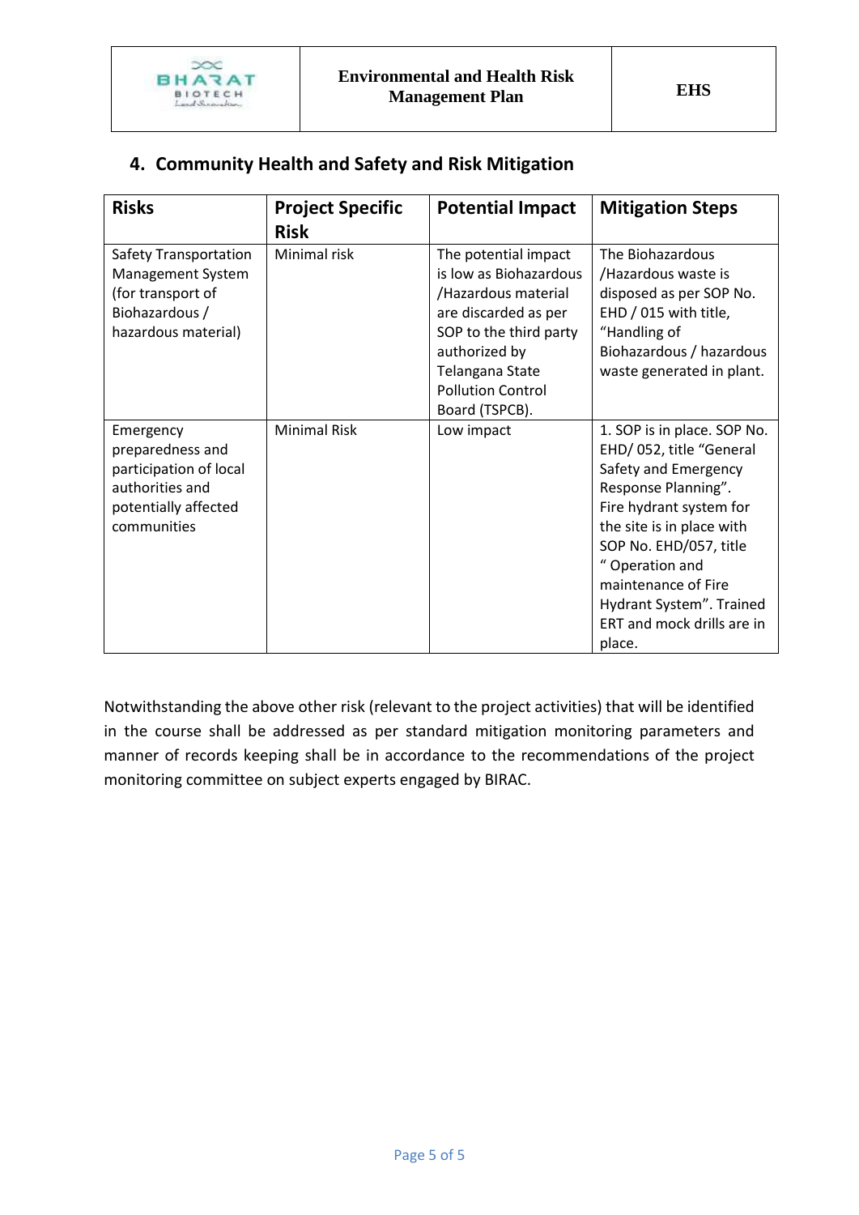## 4. Community Health and Safety and Risk Mitigation

| Risks | Project Specific Risk | Potential Impact | Mitigation Steps |
|---|---|---|---|
| Safety Transportation Management System (for transport of Biohazardous / hazardous material) | Minimal risk | The potential impact is low as Biohazardous /Hazardous material are discarded as per SOP to the third party authorized by Telangana State Pollution Control Board (TSPCB). | The Biohazardous /Hazardous waste is disposed as per SOP No. EHD / 015 with title, "Handling of Biohazardous / hazardous waste generated in plant. |
| Emergency preparedness and participation of local authorities and potentially affected communities | Minimal Risk | Low impact | 1. SOP is in place. SOP No. EHD/ 052, title "General Safety and Emergency Response Planning". Fire hydrant system for the site is in place with SOP No. EHD/057, title " Operation and maintenance of Fire Hydrant System". Trained ERT and mock drills are in place. |

Notwithstanding the above other risk (relevant to the project activities) that will be identified in the course shall be addressed as per standard mitigation monitoring parameters and manner of records keeping shall be in accordance to the recommendations of the project monitoring committee on subject experts engaged by BIRAC.